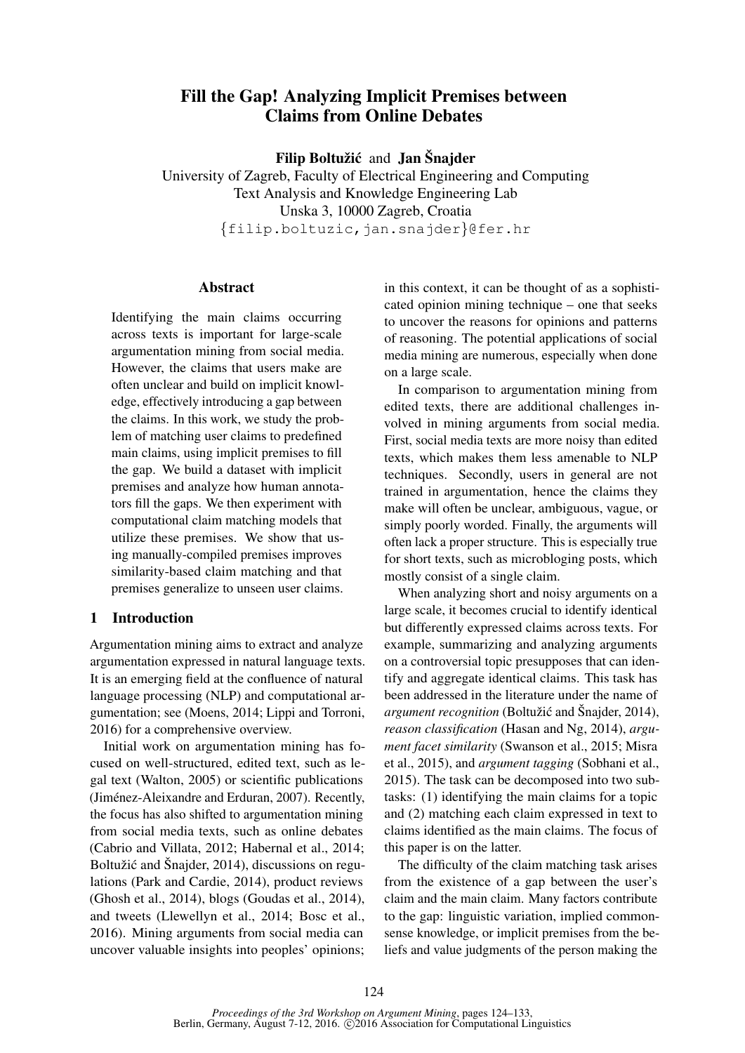# Fill the Gap! Analyzing Implicit Premises between Claims from Online Debates

**Filip Boltužić** and **Jan Šnajder**

University of Zagreb, Faculty of Electrical Engineering and Computing
Text Analysis and Knowledge Engineering Lab
Unska 3, 10000 Zagreb, Croatia
{filip.boltuzic,jan.snajder}@fer.hr

## Abstract

Identifying the main claims occurring across texts is important for large-scale argumentation mining from social media. However, the claims that users make are often unclear and build on implicit knowledge, effectively introducing a gap between the claims. In this work, we study the problem of matching user claims to predefined main claims, using implicit premises to fill the gap. We build a dataset with implicit premises and analyze how human annotators fill the gaps. We then experiment with computational claim matching models that utilize these premises. We show that using manually-compiled premises improves similarity-based claim matching and that premises generalize to unseen user claims.

## 1 Introduction

Argumentation mining aims to extract and analyze argumentation expressed in natural language texts. It is an emerging field at the confluence of natural language processing (NLP) and computational argumentation; see (Moens, 2014; Lippi and Torroni, 2016) for a comprehensive overview.

Initial work on argumentation mining has focused on well-structured, edited text, such as legal text (Walton, 2005) or scientific publications (Jiménez-Aleixandre and Erduran, 2007). Recently, the focus has also shifted to argumentation mining from social media texts, such as online debates (Cabrio and Villata, 2012; Habernal et al., 2014; Boltužić and Šnajder, 2014), discussions on regulations (Park and Cardie, 2014), product reviews (Ghosh et al., 2014), blogs (Goudas et al., 2014), and tweets (Llewellyn et al., 2014; Bosc et al., 2016). Mining arguments from social media can uncover valuable insights into peoples' opinions; in this context, it can be thought of as a sophisticated opinion mining technique – one that seeks to uncover the reasons for opinions and patterns of reasoning. The potential applications of social media mining are numerous, especially when done on a large scale.

In comparison to argumentation mining from edited texts, there are additional challenges involved in mining arguments from social media. First, social media texts are more noisy than edited texts, which makes them less amenable to NLP techniques. Secondly, users in general are not trained in argumentation, hence the claims they make will often be unclear, ambiguous, vague, or simply poorly worded. Finally, the arguments will often lack a proper structure. This is especially true for short texts, such as microbloging posts, which mostly consist of a single claim.

When analyzing short and noisy arguments on a large scale, it becomes crucial to identify identical but differently expressed claims across texts. For example, summarizing and analyzing arguments on a controversial topic presupposes that can identify and aggregate identical claims. This task has been addressed in the literature under the name of *argument recognition* (Boltužić and Šnajder, 2014), *reason classification* (Hasan and Ng, 2014), *argument facet similarity* (Swanson et al., 2015; Misra et al., 2015), and *argument tagging* (Sobhani et al., 2015). The task can be decomposed into two subtasks: (1) identifying the main claims for a topic and (2) matching each claim expressed in text to claims identified as the main claims. The focus of this paper is on the latter.

The difficulty of the claim matching task arises from the existence of a gap between the user's claim and the main claim. Many factors contribute to the gap: linguistic variation, implied commonsense knowledge, or implicit premises from the beliefs and value judgments of the person making the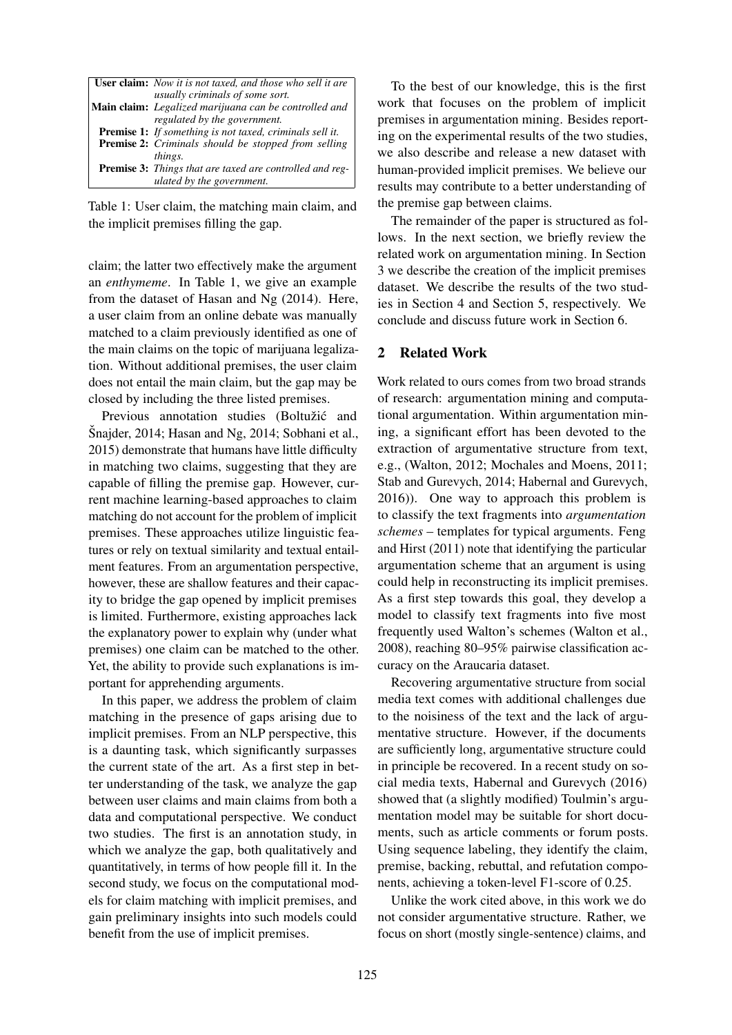| | |
|---|---|
| **User claim:** | *Now it is not taxed, and those who sell it are usually criminals of some sort.* |
| **Main claim:** | *Legalized marijuana can be controlled and regulated by the government.* |
| **Premise 1:** | *If something is not taxed, criminals sell it.* |
| **Premise 2:** | *Criminals should be stopped from selling things.* |
| **Premise 3:** | *Things that are taxed are controlled and regulated by the government.* |

Table 1: User claim, the matching main claim, and the implicit premises filling the gap.

claim; the latter two effectively make the argument an *enthymeme*. In Table 1, we give an example from the dataset of Hasan and Ng (2014). Here, a user claim from an online debate was manually matched to a claim previously identified as one of the main claims on the topic of marijuana legalization. Without additional premises, the user claim does not entail the main claim, but the gap may be closed by including the three listed premises.

Previous annotation studies (Boltužić and Šnajder, 2014; Hasan and Ng, 2014; Sobhani et al., 2015) demonstrate that humans have little difficulty in matching two claims, suggesting that they are capable of filling the premise gap. However, current machine learning-based approaches to claim matching do not account for the problem of implicit premises. These approaches utilize linguistic features or rely on textual similarity and textual entailment features. From an argumentation perspective, however, these are shallow features and their capacity to bridge the gap opened by implicit premises is limited. Furthermore, existing approaches lack the explanatory power to explain why (under what premises) one claim can be matched to the other. Yet, the ability to provide such explanations is important for apprehending arguments.

In this paper, we address the problem of claim matching in the presence of gaps arising due to implicit premises. From an NLP perspective, this is a daunting task, which significantly surpasses the current state of the art. As a first step in better understanding of the task, we analyze the gap between user claims and main claims from both a data and computational perspective. We conduct two studies. The first is an annotation study, in which we analyze the gap, both qualitatively and quantitatively, in terms of how people fill it. In the second study, we focus on the computational models for claim matching with implicit premises, and gain preliminary insights into such models could benefit from the use of implicit premises.

To the best of our knowledge, this is the first work that focuses on the problem of implicit premises in argumentation mining. Besides reporting on the experimental results of the two studies, we also describe and release a new dataset with human-provided implicit premises. We believe our results may contribute to a better understanding of the premise gap between claims.

The remainder of the paper is structured as follows. In the next section, we briefly review the related work on argumentation mining. In Section 3 we describe the creation of the implicit premises dataset. We describe the results of the two studies in Section 4 and Section 5, respectively. We conclude and discuss future work in Section 6.

## 2 Related Work

Work related to ours comes from two broad strands of research: argumentation mining and computational argumentation. Within argumentation mining, a significant effort has been devoted to the extraction of argumentative structure from text, e.g., (Walton, 2012; Mochales and Moens, 2011; Stab and Gurevych, 2014; Habernal and Gurevych, 2016)). One way to approach this problem is to classify the text fragments into *argumentation schemes* – templates for typical arguments. Feng and Hirst (2011) note that identifying the particular argumentation scheme that an argument is using could help in reconstructing its implicit premises. As a first step towards this goal, they develop a model to classify text fragments into five most frequently used Walton's schemes (Walton et al., 2008), reaching 80–95% pairwise classification accuracy on the Araucaria dataset.

Recovering argumentative structure from social media text comes with additional challenges due to the noisiness of the text and the lack of argumentative structure. However, if the documents are sufficiently long, argumentative structure could in principle be recovered. In a recent study on social media texts, Habernal and Gurevych (2016) showed that (a slightly modified) Toulmin's argumentation model may be suitable for short documents, such as article comments or forum posts. Using sequence labeling, they identify the claim, premise, backing, rebuttal, and refutation components, achieving a token-level F1-score of 0.25.

Unlike the work cited above, in this work we do not consider argumentative structure. Rather, we focus on short (mostly single-sentence) claims, and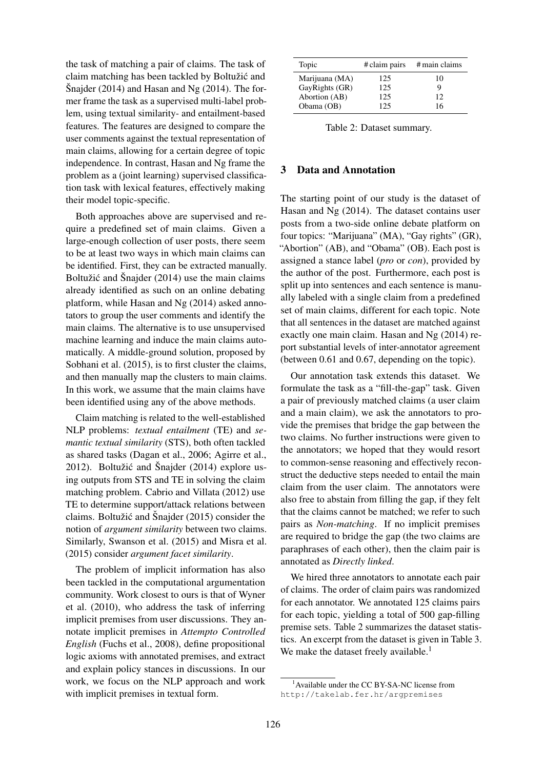the task of matching a pair of claims. The task of claim matching has been tackled by Boltužić and Šnajder (2014) and Hasan and Ng (2014). The former frame the task as a supervised multi-label problem, using textual similarity- and entailment-based features. The features are designed to compare the user comments against the textual representation of main claims, allowing for a certain degree of topic independence. In contrast, Hasan and Ng frame the problem as a (joint learning) supervised classification task with lexical features, effectively making their model topic-specific.

Both approaches above are supervised and require a predefined set of main claims. Given a large-enough collection of user posts, there seem to be at least two ways in which main claims can be identified. First, they can be extracted manually. Boltužić and Šnajder (2014) use the main claims already identified as such on an online debating platform, while Hasan and Ng (2014) asked annotators to group the user comments and identify the main claims. The alternative is to use unsupervised machine learning and induce the main claims automatically. A middle-ground solution, proposed by Sobhani et al. (2015), is to first cluster the claims, and then manually map the clusters to main claims. In this work, we assume that the main claims have been identified using any of the above methods.

Claim matching is related to the well-established NLP problems: *textual entailment* (TE) and *semantic textual similarity* (STS), both often tackled as shared tasks (Dagan et al., 2006; Agirre et al., 2012). Boltužić and Šnajder (2014) explore using outputs from STS and TE in solving the claim matching problem. Cabrio and Villata (2012) use TE to determine support/attack relations between claims. Boltužić and Šnajder (2015) consider the notion of *argument similarity* between two claims. Similarly, Swanson et al. (2015) and Misra et al. (2015) consider *argument facet similarity*.

The problem of implicit information has also been tackled in the computational argumentation community. Work closest to ours is that of Wyner et al. (2010), who address the task of inferring implicit premises from user discussions. They annotate implicit premises in *Attempto Controlled English* (Fuchs et al., 2008), define propositional logic axioms with annotated premises, and extract and explain policy stances in discussions. In our work, we focus on the NLP approach and work with implicit premises in textual form.

| Topic | # claim pairs | # main claims |
|---|---|---|
| Marijuana (MA) | 125 | 10 |
| GayRights (GR) | 125 | 9 |
| Abortion (AB) | 125 | 12 |
| Obama (OB) | 125 | 16 |

Table 2: Dataset summary.

## 3 Data and Annotation

The starting point of our study is the dataset of Hasan and Ng (2014). The dataset contains user posts from a two-side online debate platform on four topics: "Marijuana" (MA), "Gay rights" (GR), "Abortion" (AB), and "Obama" (OB). Each post is assigned a stance label (*pro* or *con*), provided by the author of the post. Furthermore, each post is split up into sentences and each sentence is manually labeled with a single claim from a predefined set of main claims, different for each topic. Note that all sentences in the dataset are matched against exactly one main claim. Hasan and Ng (2014) report substantial levels of inter-annotator agreement (between 0.61 and 0.67, depending on the topic).

Our annotation task extends this dataset. We formulate the task as a "fill-the-gap" task. Given a pair of previously matched claims (a user claim and a main claim), we ask the annotators to provide the premises that bridge the gap between the two claims. No further instructions were given to the annotators; we hoped that they would resort to common-sense reasoning and effectively reconstruct the deductive steps needed to entail the main claim from the user claim. The annotators were also free to abstain from filling the gap, if they felt that the claims cannot be matched; we refer to such pairs as *Non-matching*. If no implicit premises are required to bridge the gap (the two claims are paraphrases of each other), then the claim pair is annotated as *Directly linked*.

We hired three annotators to annotate each pair of claims. The order of claim pairs was randomized for each annotator. We annotated 125 claims pairs for each topic, yielding a total of 500 gap-filling premise sets. Table 2 summarizes the dataset statistics. An excerpt from the dataset is given in Table 3. We make the dataset freely available.[1]

[1]Available under the CC BY-SA-NC license from http://takelab.fer.hr/argpremises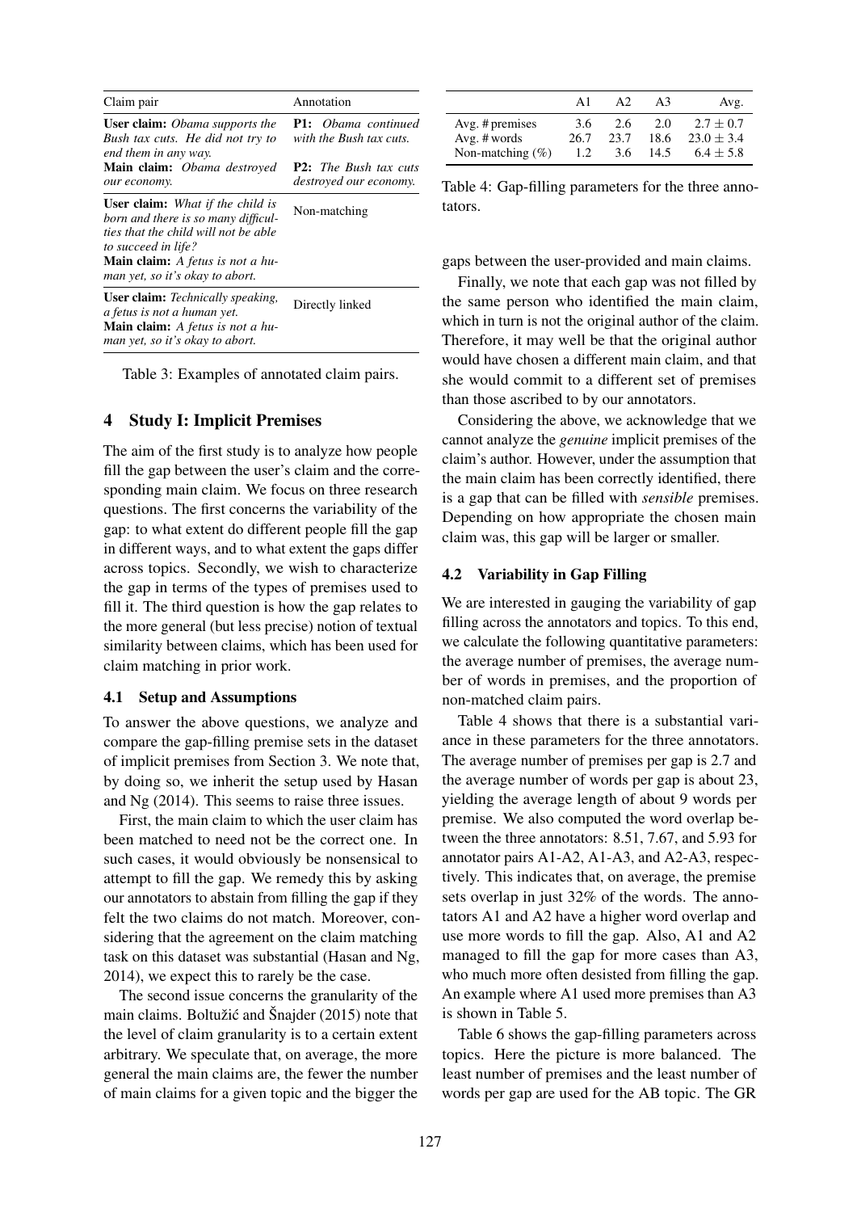| Claim pair | Annotation |
|---|---|
| **User claim:** *Obama supports the Bush tax cuts. He did not try to end them in any way.* **Main claim:** *Obama destroyed our economy.* | **P1:** *Obama continued with the Bush tax cuts.* **P2:** *The Bush tax cuts destroyed our economy.* |
| **User claim:** *What if the child is born and there is so many difficulties that the child will not be able to succeed in life?* **Main claim:** *A fetus is not a human yet, so it's okay to abort.* | Non-matching |
| **User claim:** *Technically speaking, a fetus is not a human yet.* **Main claim:** *A fetus is not a human yet, so it's okay to abort.* | Directly linked |

Table 3: Examples of annotated claim pairs.

## 4 Study I: Implicit Premises

The aim of the first study is to analyze how people fill the gap between the user's claim and the corresponding main claim. We focus on three research questions. The first concerns the variability of the gap: to what extent do different people fill the gap in different ways, and to what extent the gaps differ across topics. Secondly, we wish to characterize the gap in terms of the types of premises used to fill it. The third question is how the gap relates to the more general (but less precise) notion of textual similarity between claims, which has been used for claim matching in prior work.

### 4.1 Setup and Assumptions

To answer the above questions, we analyze and compare the gap-filling premise sets in the dataset of implicit premises from Section 3. We note that, by doing so, we inherit the setup used by Hasan and Ng (2014). This seems to raise three issues.

First, the main claim to which the user claim has been matched to need not be the correct one. In such cases, it would obviously be nonsensical to attempt to fill the gap. We remedy this by asking our annotators to abstain from filling the gap if they felt the two claims do not match. Moreover, considering that the agreement on the claim matching task on this dataset was substantial (Hasan and Ng, 2014), we expect this to rarely be the case.

The second issue concerns the granularity of the main claims. Boltužić and Šnajder (2015) note that the level of claim granularity is to a certain extent arbitrary. We speculate that, on average, the more general the main claims are, the fewer the number of main claims for a given topic and the bigger the gaps between the user-provided and main claims.

|  | A1 | A2 | A3 | Avg. |
|---|---|---|---|---|
| Avg. # premises | 3.6 | 2.6 | 2.0 | $2.7 \pm 0.7$ |
| Avg. # words | 26.7 | 23.7 | 18.6 | $23.0 \pm 3.4$ |
| Non-matching (%) | 1.2 | 3.6 | 14.5 | $6.4 \pm 5.8$ |

Table 4: Gap-filling parameters for the three annotators.

Finally, we note that each gap was not filled by the same person who identified the main claim, which in turn is not the original author of the claim. Therefore, it may well be that the original author would have chosen a different main claim, and that she would commit to a different set of premises than those ascribed to by our annotators.

Considering the above, we acknowledge that we cannot analyze the *genuine* implicit premises of the claim's author. However, under the assumption that the main claim has been correctly identified, there is a gap that can be filled with *sensible* premises. Depending on how appropriate the chosen main claim was, this gap will be larger or smaller.

### 4.2 Variability in Gap Filling

We are interested in gauging the variability of gap filling across the annotators and topics. To this end, we calculate the following quantitative parameters: the average number of premises, the average number of words in premises, and the proportion of non-matched claim pairs.

Table 4 shows that there is a substantial variance in these parameters for the three annotators. The average number of premises per gap is 2.7 and the average number of words per gap is about 23, yielding the average length of about 9 words per premise. We also computed the word overlap between the three annotators: 8.51, 7.67, and 5.93 for annotator pairs A1-A2, A1-A3, and A2-A3, respectively. This indicates that, on average, the premise sets overlap in just 32% of the words. The annotators A1 and A2 have a higher word overlap and use more words to fill the gap. Also, A1 and A2 managed to fill the gap for more cases than A3, who much more often desisted from filling the gap. An example where A1 used more premises than A3 is shown in Table 5.

Table 6 shows the gap-filling parameters across topics. Here the picture is more balanced. The least number of premises and the least number of words per gap are used for the AB topic. The GR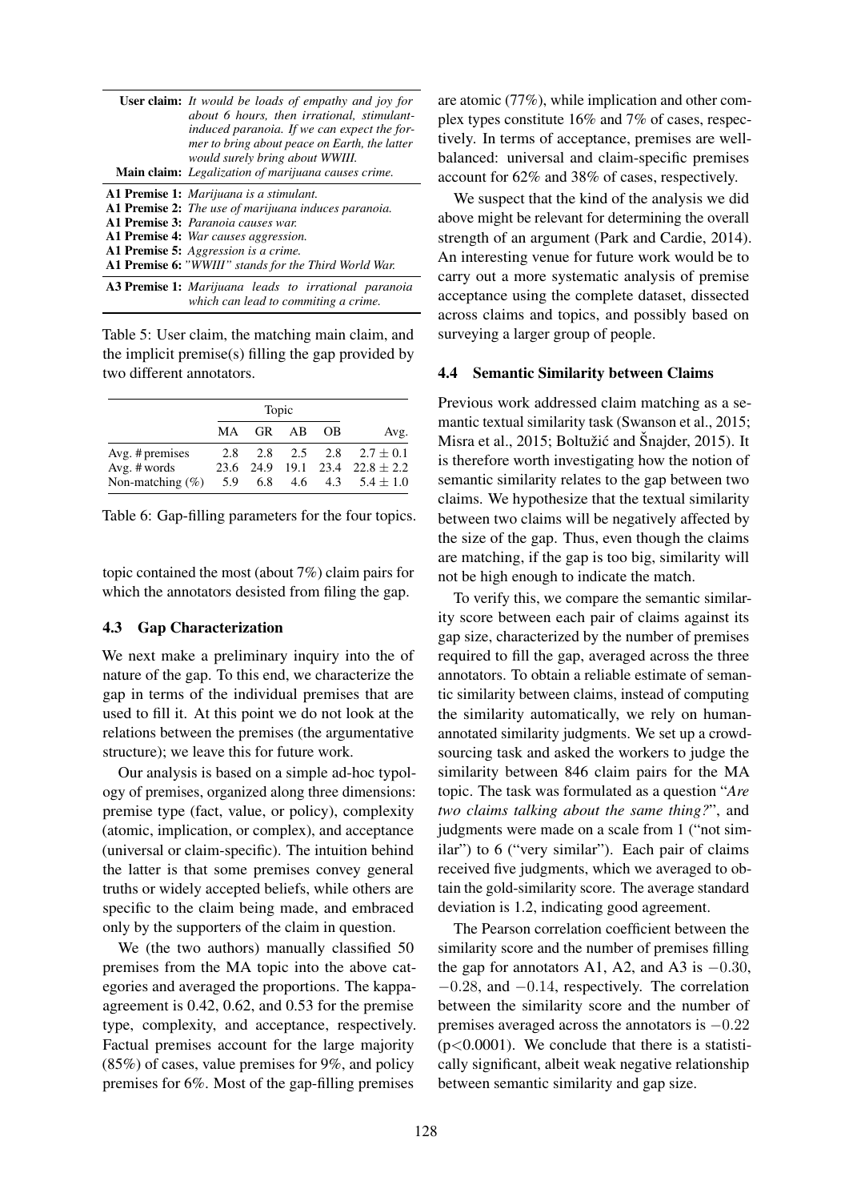| | |
|---|---|
| **User claim:** | *It would be loads of empathy and joy for about 6 hours, then irrational, stimulant-induced paranoia. If we can expect the former to bring about peace on Earth, the latter would surely bring about WWIII.* |
| **Main claim:** | *Legalization of marijuana causes crime.* |
| **A1 Premise 1:** | *Marijuana is a stimulant.* |
| **A1 Premise 2:** | *The use of marijuana induces paranoia.* |
| **A1 Premise 3:** | *Paranoia causes war.* |
| **A1 Premise 4:** | *War causes aggression.* |
| **A1 Premise 5:** | *Aggression is a crime.* |
| **A1 Premise 6:** | *"WWIII" stands for the Third World War.* |
| **A3 Premise 1:** | *Marijuana leads to irrational paranoia which can lead to commiting a crime.* |

Table 5: User claim, the matching main claim, and the implicit premise(s) filling the gap provided by two different annotators.

| | Topic | | | | |
|---|---|---|---|---|---|
| | MA | GR | AB | OB | Avg. |
| Avg. # premises | 2.8 | 2.8 | 2.5 | 2.8 | $2.7 \pm 0.1$ |
| Avg. # words | 23.6 | 24.9 | 19.1 | 23.4 | $22.8 \pm 2.2$ |
| Non-matching (%) | 5.9 | 6.8 | 4.6 | 4.3 | $5.4 \pm 1.0$ |

Table 6: Gap-filling parameters for the four topics.

topic contained the most (about 7%) claim pairs for which the annotators desisted from filing the gap.

### 4.3 Gap Characterization

We next make a preliminary inquiry into the of nature of the gap. To this end, we characterize the gap in terms of the individual premises that are used to fill it. At this point we do not look at the relations between the premises (the argumentative structure); we leave this for future work.

Our analysis is based on a simple ad-hoc typology of premises, organized along three dimensions: premise type (fact, value, or policy), complexity (atomic, implication, or complex), and acceptance (universal or claim-specific). The intuition behind the latter is that some premises convey general truths or widely accepted beliefs, while others are specific to the claim being made, and embraced only by the supporters of the claim in question.

We (the two authors) manually classified 50 premises from the MA topic into the above categories and averaged the proportions. The kappa-agreement is 0.42, 0.62, and 0.53 for the premise type, complexity, and acceptance, respectively. Factual premises account for the large majority (85%) of cases, value premises for 9%, and policy premises for 6%. Most of the gap-filling premises are atomic (77%), while implication and other complex types constitute 16% and 7% of cases, respectively. In terms of acceptance, premises are well-balanced: universal and claim-specific premises account for 62% and 38% of cases, respectively.

We suspect that the kind of the analysis we did above might be relevant for determining the overall strength of an argument (Park and Cardie, 2014). An interesting venue for future work would be to carry out a more systematic analysis of premise acceptance using the complete dataset, dissected across claims and topics, and possibly based on surveying a larger group of people.

### 4.4 Semantic Similarity between Claims

Previous work addressed claim matching as a semantic textual similarity task (Swanson et al., 2015; Misra et al., 2015; Boltužić and Šnajder, 2015). It is therefore worth investigating how the notion of semantic similarity relates to the gap between two claims. We hypothesize that the textual similarity between two claims will be negatively affected by the size of the gap. Thus, even though the claims are matching, if the gap is too big, similarity will not be high enough to indicate the match.

To verify this, we compare the semantic similarity score between each pair of claims against its gap size, characterized by the number of premises required to fill the gap, averaged across the three annotators. To obtain a reliable estimate of semantic similarity between claims, instead of computing the similarity automatically, we rely on human-annotated similarity judgments. We set up a crowdsourcing task and asked the workers to judge the similarity between 846 claim pairs for the MA topic. The task was formulated as a question "*Are two claims talking about the same thing?*", and judgments were made on a scale from 1 ("not similar") to 6 ("very similar"). Each pair of claims received five judgments, which we averaged to obtain the gold-similarity score. The average standard deviation is 1.2, indicating good agreement.

The Pearson correlation coefficient between the similarity score and the number of premises filling the gap for annotators A1, A2, and A3 is $-0.30$, $-0.28$, and $-0.14$, respectively. The correlation between the similarity score and the number of premises averaged across the annotators is $-0.22$ ($p<0.0001$). We conclude that there is a statistically significant, albeit weak negative relationship between semantic similarity and gap size.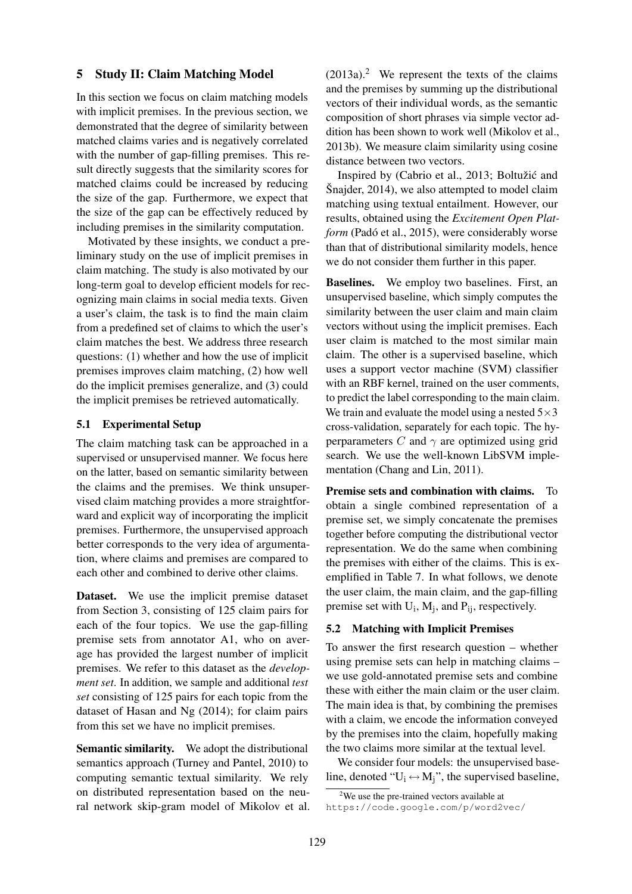## 5 Study II: Claim Matching Model

In this section we focus on claim matching models with implicit premises. In the previous section, we demonstrated that the degree of similarity between matched claims varies and is negatively correlated with the number of gap-filling premises. This result directly suggests that the similarity scores for matched claims could be increased by reducing the size of the gap. Furthermore, we expect that the size of the gap can be effectively reduced by including premises in the similarity computation.

Motivated by these insights, we conduct a preliminary study on the use of implicit premises in claim matching. The study is also motivated by our long-term goal to develop efficient models for recognizing main claims in social media texts. Given a user's claim, the task is to find the main claim from a predefined set of claims to which the user's claim matches the best. We address three research questions: (1) whether and how the use of implicit premises improves claim matching, (2) how well do the implicit premises generalize, and (3) could the implicit premises be retrieved automatically.

### 5.1 Experimental Setup

The claim matching task can be approached in a supervised or unsupervised manner. We focus here on the latter, based on semantic similarity between the claims and the premises. We think unsupervised claim matching provides a more straightforward and explicit way of incorporating the implicit premises. Furthermore, the unsupervised approach better corresponds to the very idea of argumentation, where claims and premises are compared to each other and combined to derive other claims.

**Dataset.** We use the implicit premise dataset from Section 3, consisting of 125 claim pairs for each of the four topics. We use the gap-filling premise sets from annotator A1, who on average has provided the largest number of implicit premises. We refer to this dataset as the *development set*. In addition, we sample and additional *test set* consisting of 125 pairs for each topic from the dataset of Hasan and Ng (2014); for claim pairs from this set we have no implicit premises.

**Semantic similarity.** We adopt the distributional semantics approach (Turney and Pantel, 2010) to computing semantic textual similarity. We rely on distributed representation based on the neural network skip-gram model of Mikolov et al. (2013a).[2] We represent the texts of the claims and the premises by summing up the distributional vectors of their individual words, as the semantic composition of short phrases via simple vector addition has been shown to work well (Mikolov et al., 2013b). We measure claim similarity using cosine distance between two vectors.

Inspired by (Cabrio et al., 2013; Boltužić and Šnajder, 2014), we also attempted to model claim matching using textual entailment. However, our results, obtained using the *Excitement Open Platform* (Padó et al., 2015), were considerably worse than that of distributional similarity models, hence we do not consider them further in this paper.

**Baselines.** We employ two baselines. First, an unsupervised baseline, which simply computes the similarity between the user claim and main claim vectors without using the implicit premises. Each user claim is matched to the most similar main claim. The other is a supervised baseline, which uses a support vector machine (SVM) classifier with an RBF kernel, trained on the user comments, to predict the label corresponding to the main claim. We train and evaluate the model using a nested $5{\times}3$ cross-validation, separately for each topic. The hyperparameters $C$ and $\gamma$ are optimized using grid search. We use the well-known LibSVM implementation (Chang and Lin, 2011).

**Premise sets and combination with claims.** To obtain a single combined representation of a premise set, we simply concatenate the premises together before computing the distributional vector representation. We do the same when combining the premises with either of the claims. This is exemplified in Table 7. In what follows, we denote the user claim, the main claim, and the gap-filling premise set with $\mathrm{U_i}$, $\mathrm{M_j}$, and $\mathrm{P_{ij}}$, respectively.

### 5.2 Matching with Implicit Premises

To answer the first research question – whether using premise sets can help in matching claims – we use gold-annotated premise sets and combine these with either the main claim or the user claim. The main idea is that, by combining the premises with a claim, we encode the information conveyed by the premises into the claim, hopefully making the two claims more similar at the textual level.

We consider four models: the unsupervised baseline, denoted "$\mathrm{U_i} \leftrightarrow \mathrm{M_j}$", the supervised baseline,

[2] We use the pre-trained vectors available at https://code.google.com/p/word2vec/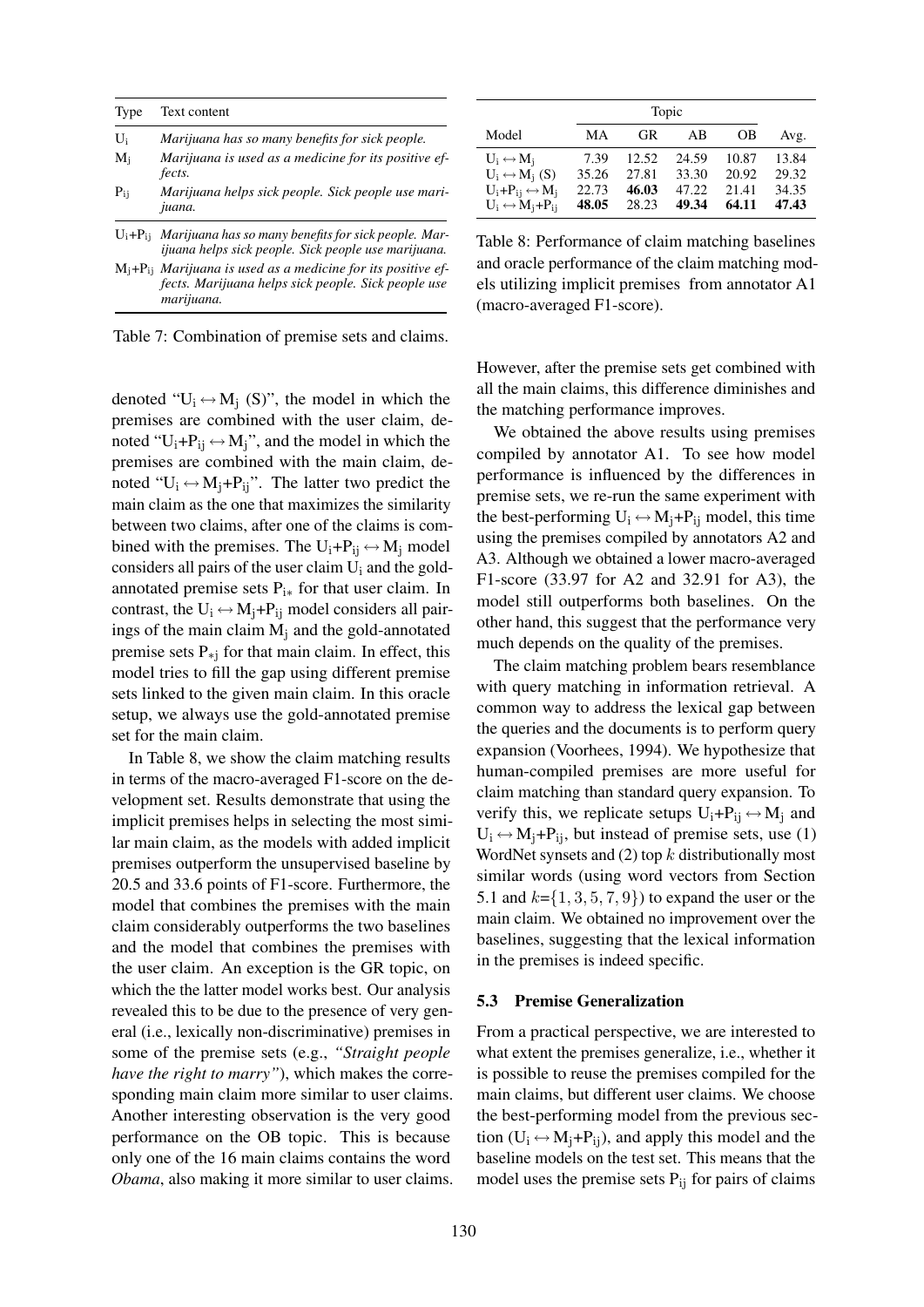| Type | Text content |
|---|---|
| $U_i$ | *Marijuana has so many benefits for sick people.* |
| $M_j$ | *Marijuana is used as a medicine for its positive effects.* |
| $P_{ij}$ | *Marijuana helps sick people. Sick people use marijuana.* |
| $U_i$+$P_{ij}$ | *Marijuana has so many benefits for sick people. Marijuana helps sick people. Sick people use marijuana.* |
| $M_j$+$P_{ij}$ | *Marijuana is used as a medicine for its positive effects. Marijuana helps sick people. Sick people use marijuana.* |

Table 7: Combination of premise sets and claims.

denoted "$U_i \leftrightarrow M_j$ (S)", the model in which the premises are combined with the user claim, denoted "$U_i$+$P_{ij} \leftrightarrow M_j$", and the model in which the premises are combined with the main claim, denoted "$U_i \leftrightarrow M_j$+$P_{ij}$". The latter two predict the main claim as the one that maximizes the similarity between two claims, after one of the claims is combined with the premises. The $U_i$+$P_{ij} \leftrightarrow M_j$ model considers all pairs of the user claim $U_i$ and the gold-annotated premise sets $P_{i*}$ for that user claim. In contrast, the $U_i \leftrightarrow M_j$+$P_{ij}$ model considers all pairings of the main claim $M_j$ and the gold-annotated premise sets $P_{*j}$ for that main claim. In effect, this model tries to fill the gap using different premise sets linked to the given main claim. In this oracle setup, we always use the gold-annotated premise set for the main claim.

In Table 8, we show the claim matching results in terms of the macro-averaged F1-score on the development set. Results demonstrate that using the implicit premises helps in selecting the most similar main claim, as the models with added implicit premises outperform the unsupervised baseline by 20.5 and 33.6 points of F1-score. Furthermore, the model that combines the premises with the main claim considerably outperforms the two baselines and the model that combines the premises with the user claim. An exception is the GR topic, on which the the latter model works best. Our analysis revealed this to be due to the presence of very general (i.e., lexically non-discriminative) premises in some of the premise sets (e.g., *"Straight people have the right to marry"*), which makes the corresponding main claim more similar to user claims. Another interesting observation is the very good performance on the OB topic. This is because only one of the 16 main claims contains the word *Obama*, also making it more similar to user claims.

| Model | Topic | | | | Avg. |
|---|---|---|---|---|---|
| | MA | GR | AB | OB | |
| $U_i \leftrightarrow M_j$ | 7.39 | 12.52 | 24.59 | 10.87 | 13.84 |
| $U_i \leftrightarrow M_j$ (S) | 35.26 | 27.81 | 33.30 | 20.92 | 29.32 |
| $U_i$+$P_{ij} \leftrightarrow M_j$ | 22.73 | **46.03** | 47.22 | 21.41 | 34.35 |
| $U_i \leftrightarrow M_j$+$P_{ij}$ | **48.05** | 28.23 | **49.34** | **64.11** | **47.43** |

Table 8: Performance of claim matching baselines and oracle performance of the claim matching models utilizing implicit premises from annotator A1 (macro-averaged F1-score).

However, after the premise sets get combined with all the main claims, this difference diminishes and the matching performance improves.

We obtained the above results using premises compiled by annotator A1. To see how model performance is influenced by the differences in premise sets, we re-run the same experiment with the best-performing $U_i \leftrightarrow M_j$+$P_{ij}$ model, this time using the premises compiled by annotators A2 and A3. Although we obtained a lower macro-averaged F1-score (33.97 for A2 and 32.91 for A3), the model still outperforms both baselines. On the other hand, this suggest that the performance very much depends on the quality of the premises.

The claim matching problem bears resemblance with query matching in information retrieval. A common way to address the lexical gap between the queries and the documents is to perform query expansion (Voorhees, 1994). We hypothesize that human-compiled premises are more useful for claim matching than standard query expansion. To verify this, we replicate setups $U_i$+$P_{ij} \leftrightarrow M_j$ and $U_i \leftrightarrow M_j$+$P_{ij}$, but instead of premise sets, use (1) WordNet synsets and (2) top $k$ distributionally most similar words (using word vectors from Section 5.1 and $k$=$\{1, 3, 5, 7, 9\}$) to expand the user or the main claim. We obtained no improvement over the baselines, suggesting that the lexical information in the premises is indeed specific.

### 5.3 Premise Generalization

From a practical perspective, we are interested to what extent the premises generalize, i.e., whether it is possible to reuse the premises compiled for the main claims, but different user claims. We choose the best-performing model from the previous section ($U_i \leftrightarrow M_j$+$P_{ij}$), and apply this model and the baseline models on the test set. This means that the model uses the premise sets $P_{ij}$ for pairs of claims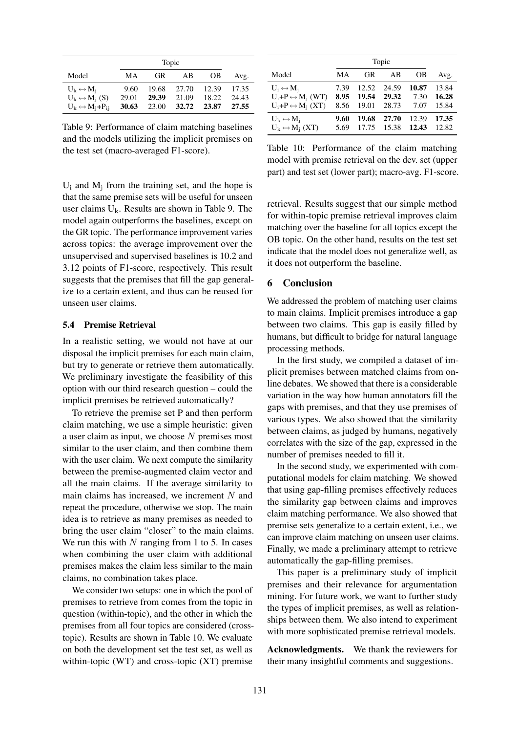| Model | Topic | | | | |
|---|---|---|---|---|---|
| | MA | GR | AB | OB | Avg. |
| $U_k \leftrightarrow M_j$ | 9.60 | 19.68 | 27.70 | 12.39 | 17.35 |
| $U_k \leftrightarrow M_j$ (S) | 29.01 | **29.39** | 21.09 | 18.22 | 24.43 |
| $U_k \leftrightarrow M_j$+$P_{ij}$ | **30.63** | 23.00 | **32.72** | **23.87** | **27.55** |

Table 9: Performance of claim matching baselines and the models utilizing the implicit premises on the test set (macro-averaged F1-score).

$U_i$ and $M_j$ from the training set, and the hope is that the same premise sets will be useful for unseen user claims $U_k$. Results are shown in Table 9. The model again outperforms the baselines, except on the GR topic. The performance improvement varies across topics: the average improvement over the unsupervised and supervised baselines is 10.2 and 3.12 points of F1-score, respectively. This result suggests that the premises that fill the gap generalize to a certain extent, and thus can be reused for unseen user claims.

### 5.4 Premise Retrieval

In a realistic setting, we would not have at our disposal the implicit premises for each main claim, but try to generate or retrieve them automatically. We preliminary investigate the feasibility of this option with our third research question – could the implicit premises be retrieved automatically?

To retrieve the premise set P and then perform claim matching, we use a simple heuristic: given a user claim as input, we choose $N$ premises most similar to the user claim, and then combine them with the user claim. We next compute the similarity between the premise-augmented claim vector and all the main claims. If the average similarity to main claims has increased, we increment $N$ and repeat the procedure, otherwise we stop. The main idea is to retrieve as many premises as needed to bring the user claim "closer" to the main claims. We run this with $N$ ranging from 1 to 5. In cases when combining the user claim with additional premises makes the claim less similar to the main claims, no combination takes place.

We consider two setups: one in which the pool of premises to retrieve from comes from the topic in question (within-topic), and the other in which the premises from all four topics are considered (cross-topic). Results are shown in Table 10. We evaluate on both the development set the test set, as well as within-topic (WT) and cross-topic (XT) premise

| Model | Topic | | | | |
|---|---|---|---|---|---|
| | MA | GR | AB | OB | Avg. |
| $U_i \leftrightarrow M_j$ | 7.39 | 12.52 | 24.59 | **10.87** | 13.84 |
| $U_i$+P $\leftrightarrow M_j$ (WT) | **8.95** | **19.54** | **29.32** | 7.30 | **16.28** |
| $U_i$+P $\leftrightarrow M_j$ (XT) | 8.56 | 19.01 | 28.73 | 7.07 | 15.84 |
| $U_k \leftrightarrow M_j$ | **9.60** | **19.68** | **27.70** | 12.39 | **17.35** |
| $U_k \leftrightarrow M_j$ (XT) | 5.69 | 17.75 | 15.38 | **12.43** | 12.82 |

Table 10: Performance of the claim matching model with premise retrieval on the dev. set (upper part) and test set (lower part); macro-avg. F1-score.

retrieval. Results suggest that our simple method for within-topic premise retrieval improves claim matching over the baseline for all topics except the OB topic. On the other hand, results on the test set indicate that the model does not generalize well, as it does not outperform the baseline.

## 6 Conclusion

We addressed the problem of matching user claims to main claims. Implicit premises introduce a gap between two claims. This gap is easily filled by humans, but difficult to bridge for natural language processing methods.

In the first study, we compiled a dataset of implicit premises between matched claims from online debates. We showed that there is a considerable variation in the way how human annotators fill the gaps with premises, and that they use premises of various types. We also showed that the similarity between claims, as judged by humans, negatively correlates with the size of the gap, expressed in the number of premises needed to fill it.

In the second study, we experimented with computational models for claim matching. We showed that using gap-filling premises effectively reduces the similarity gap between claims and improves claim matching performance. We also showed that premise sets generalize to a certain extent, i.e., we can improve claim matching on unseen user claims. Finally, we made a preliminary attempt to retrieve automatically the gap-filling premises.

This paper is a preliminary study of implicit premises and their relevance for argumentation mining. For future work, we want to further study the types of implicit premises, as well as relationships between them. We also intend to experiment with more sophisticated premise retrieval models.

**Acknowledgments.** We thank the reviewers for their many insightful comments and suggestions.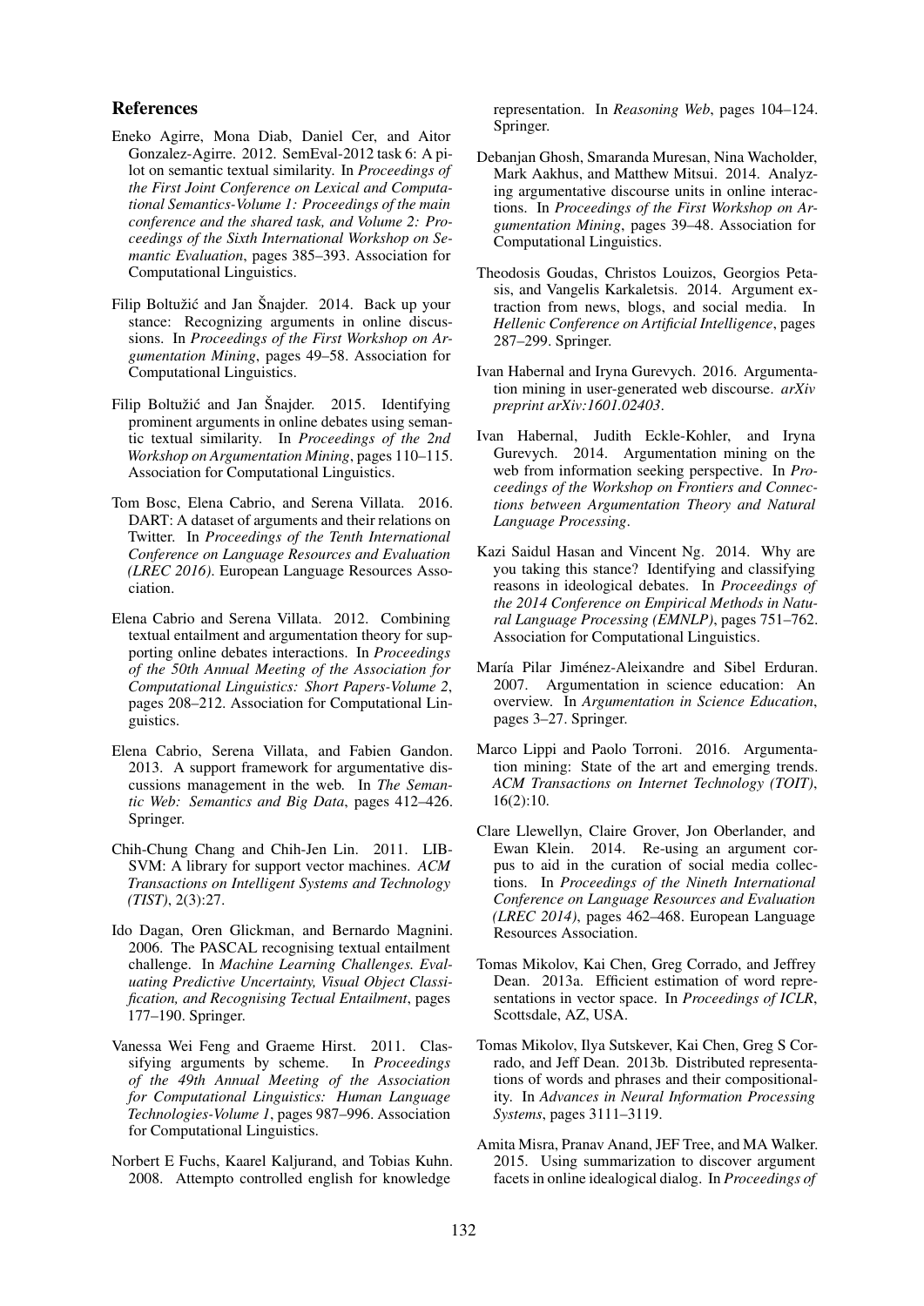## References

Eneko Agirre, Mona Diab, Daniel Cer, and Aitor Gonzalez-Agirre. 2012. SemEval-2012 task 6: A pilot on semantic textual similarity. In *Proceedings of the First Joint Conference on Lexical and Computational Semantics-Volume 1: Proceedings of the main conference and the shared task, and Volume 2: Proceedings of the Sixth International Workshop on Semantic Evaluation*, pages 385–393. Association for Computational Linguistics.

Filip Boltužić and Jan Šnajder. 2014. Back up your stance: Recognizing arguments in online discussions. In *Proceedings of the First Workshop on Argumentation Mining*, pages 49–58. Association for Computational Linguistics.

Filip Boltužić and Jan Šnajder. 2015. Identifying prominent arguments in online debates using semantic textual similarity. In *Proceedings of the 2nd Workshop on Argumentation Mining*, pages 110–115. Association for Computational Linguistics.

Tom Bosc, Elena Cabrio, and Serena Villata. 2016. DART: A dataset of arguments and their relations on Twitter. In *Proceedings of the Tenth International Conference on Language Resources and Evaluation (LREC 2016)*. European Language Resources Association.

Elena Cabrio and Serena Villata. 2012. Combining textual entailment and argumentation theory for supporting online debates interactions. In *Proceedings of the 50th Annual Meeting of the Association for Computational Linguistics: Short Papers-Volume 2*, pages 208–212. Association for Computational Linguistics.

Elena Cabrio, Serena Villata, and Fabien Gandon. 2013. A support framework for argumentative discussions management in the web. In *The Semantic Web: Semantics and Big Data*, pages 412–426. Springer.

Chih-Chung Chang and Chih-Jen Lin. 2011. LIBSVM: A library for support vector machines. *ACM Transactions on Intelligent Systems and Technology (TIST)*, 2(3):27.

Ido Dagan, Oren Glickman, and Bernardo Magnini. 2006. The PASCAL recognising textual entailment challenge. In *Machine Learning Challenges. Evaluating Predictive Uncertainty, Visual Object Classification, and Recognising Tectual Entailment*, pages 177–190. Springer.

Vanessa Wei Feng and Graeme Hirst. 2011. Classifying arguments by scheme. In *Proceedings of the 49th Annual Meeting of the Association for Computational Linguistics: Human Language Technologies-Volume 1*, pages 987–996. Association for Computational Linguistics.

Norbert E Fuchs, Kaarel Kaljurand, and Tobias Kuhn. 2008. Attempto controlled english for knowledge representation. In *Reasoning Web*, pages 104–124. Springer.

Debanjan Ghosh, Smaranda Muresan, Nina Wacholder, Mark Aakhus, and Matthew Mitsui. 2014. Analyzing argumentative discourse units in online interactions. In *Proceedings of the First Workshop on Argumentation Mining*, pages 39–48. Association for Computational Linguistics.

Theodosis Goudas, Christos Louizos, Georgios Petasis, and Vangelis Karkaletsis. 2014. Argument extraction from news, blogs, and social media. In *Hellenic Conference on Artificial Intelligence*, pages 287–299. Springer.

Ivan Habernal and Iryna Gurevych. 2016. Argumentation mining in user-generated web discourse. *arXiv preprint arXiv:1601.02403*.

Ivan Habernal, Judith Eckle-Kohler, and Iryna Gurevych. 2014. Argumentation mining on the web from information seeking perspective. In *Proceedings of the Workshop on Frontiers and Connections between Argumentation Theory and Natural Language Processing*.

Kazi Saidul Hasan and Vincent Ng. 2014. Why are you taking this stance? Identifying and classifying reasons in ideological debates. In *Proceedings of the 2014 Conference on Empirical Methods in Natural Language Processing (EMNLP)*, pages 751–762. Association for Computational Linguistics.

María Pilar Jiménez-Aleixandre and Sibel Erduran. 2007. Argumentation in science education: An overview. In *Argumentation in Science Education*, pages 3–27. Springer.

Marco Lippi and Paolo Torroni. 2016. Argumentation mining: State of the art and emerging trends. *ACM Transactions on Internet Technology (TOIT)*, 16(2):10.

Clare Llewellyn, Claire Grover, Jon Oberlander, and Ewan Klein. 2014. Re-using an argument corpus to aid in the curation of social media collections. In *Proceedings of the Nineth International Conference on Language Resources and Evaluation (LREC 2014)*, pages 462–468. European Language Resources Association.

Tomas Mikolov, Kai Chen, Greg Corrado, and Jeffrey Dean. 2013a. Efficient estimation of word representations in vector space. In *Proceedings of ICLR*, Scottsdale, AZ, USA.

Tomas Mikolov, Ilya Sutskever, Kai Chen, Greg S Corrado, and Jeff Dean. 2013b. Distributed representations of words and phrases and their compositionality. In *Advances in Neural Information Processing Systems*, pages 3111–3119.

Amita Misra, Pranav Anand, JEF Tree, and MA Walker. 2015. Using summarization to discover argument facets in online idealogical dialog. In *Proceedings of*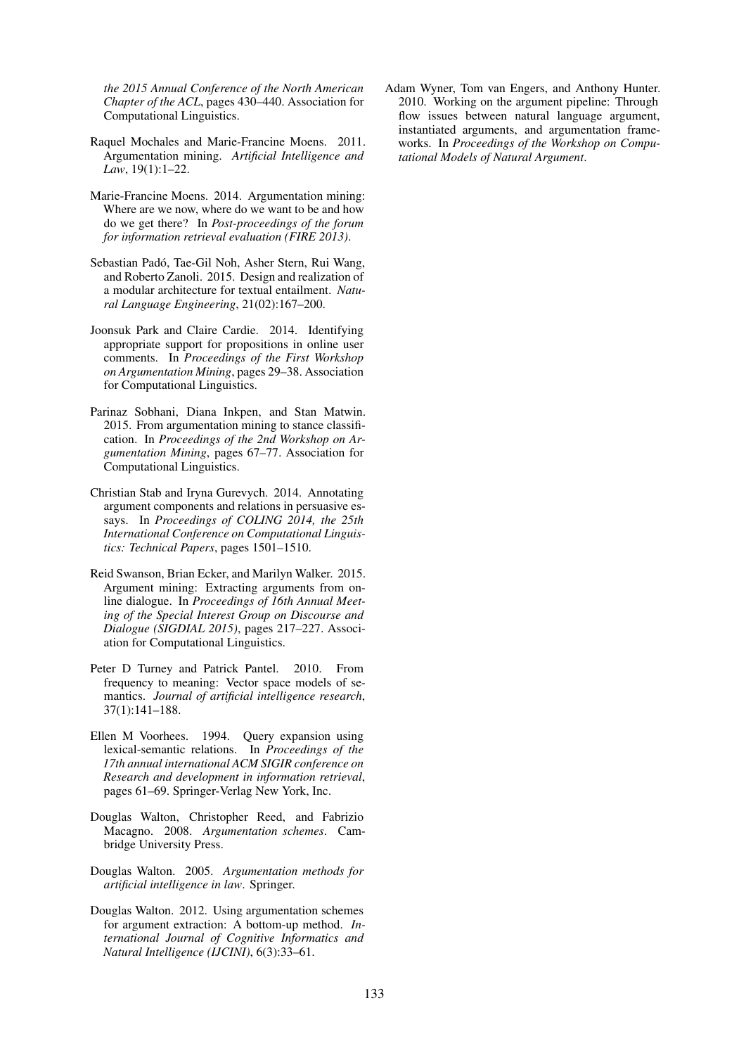*the 2015 Annual Conference of the North American Chapter of the ACL*, pages 430–440. Association for Computational Linguistics.

Raquel Mochales and Marie-Francine Moens. 2011. Argumentation mining. *Artificial Intelligence and Law*, 19(1):1–22.

Marie-Francine Moens. 2014. Argumentation mining: Where are we now, where do we want to be and how do we get there? In *Post-proceedings of the forum for information retrieval evaluation (FIRE 2013)*.

Sebastian Padó, Tae-Gil Noh, Asher Stern, Rui Wang, and Roberto Zanoli. 2015. Design and realization of a modular architecture for textual entailment. *Natural Language Engineering*, 21(02):167–200.

Joonsuk Park and Claire Cardie. 2014. Identifying appropriate support for propositions in online user comments. In *Proceedings of the First Workshop on Argumentation Mining*, pages 29–38. Association for Computational Linguistics.

Parinaz Sobhani, Diana Inkpen, and Stan Matwin. 2015. From argumentation mining to stance classification. In *Proceedings of the 2nd Workshop on Argumentation Mining*, pages 67–77. Association for Computational Linguistics.

Christian Stab and Iryna Gurevych. 2014. Annotating argument components and relations in persuasive essays. In *Proceedings of COLING 2014, the 25th International Conference on Computational Linguistics: Technical Papers*, pages 1501–1510.

Reid Swanson, Brian Ecker, and Marilyn Walker. 2015. Argument mining: Extracting arguments from online dialogue. In *Proceedings of 16th Annual Meeting of the Special Interest Group on Discourse and Dialogue (SIGDIAL 2015)*, pages 217–227. Association for Computational Linguistics.

Peter D Turney and Patrick Pantel. 2010. From frequency to meaning: Vector space models of semantics. *Journal of artificial intelligence research*, 37(1):141–188.

Ellen M Voorhees. 1994. Query expansion using lexical-semantic relations. In *Proceedings of the 17th annual international ACM SIGIR conference on Research and development in information retrieval*, pages 61–69. Springer-Verlag New York, Inc.

Douglas Walton, Christopher Reed, and Fabrizio Macagno. 2008. *Argumentation schemes*. Cambridge University Press.

Douglas Walton. 2005. *Argumentation methods for artificial intelligence in law*. Springer.

Douglas Walton. 2012. Using argumentation schemes for argument extraction: A bottom-up method. *International Journal of Cognitive Informatics and Natural Intelligence (IJCINI)*, 6(3):33–61.

Adam Wyner, Tom van Engers, and Anthony Hunter. 2010. Working on the argument pipeline: Through flow issues between natural language argument, instantiated arguments, and argumentation frameworks. In *Proceedings of the Workshop on Computational Models of Natural Argument*.